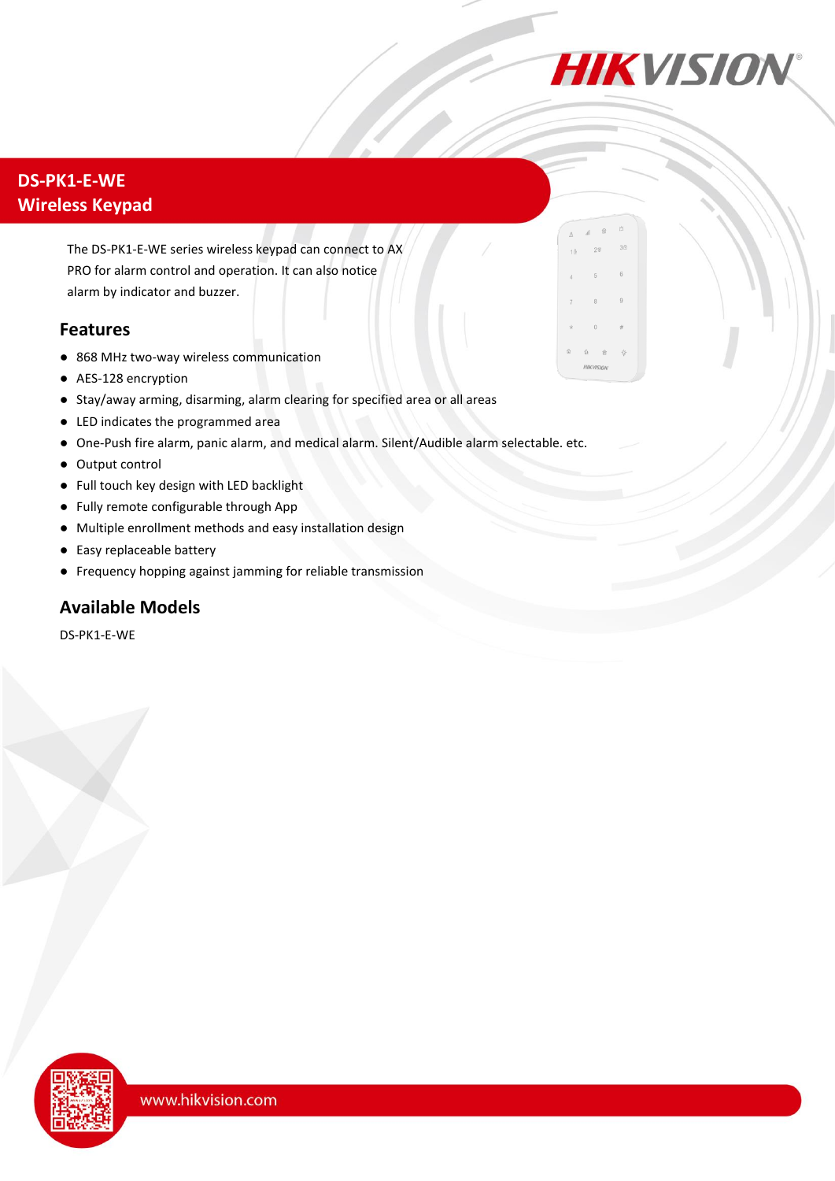# DS-PK1-E-WE
# Wireless Keypad

The DS-PK1-E-WE series wireless keypad can connect to AX PRO for alarm control and operation. It can also notice alarm by indicator and buzzer.

## Features

- 868 MHz two-way wireless communication
- AES-128 encryption
- Stay/away arming, disarming, alarm clearing for specified area or all areas
- LED indicates the programmed area
- One-Push fire alarm, panic alarm, and medical alarm. Silent/Audible alarm selectable. etc.
- Output control
- Full touch key design with LED backlight
- Fully remote configurable through App
- Multiple enrollment methods and easy installation design
- Easy replaceable battery
- Frequency hopping against jamming for reliable transmission

## Available Models

DS-PK1-E-WE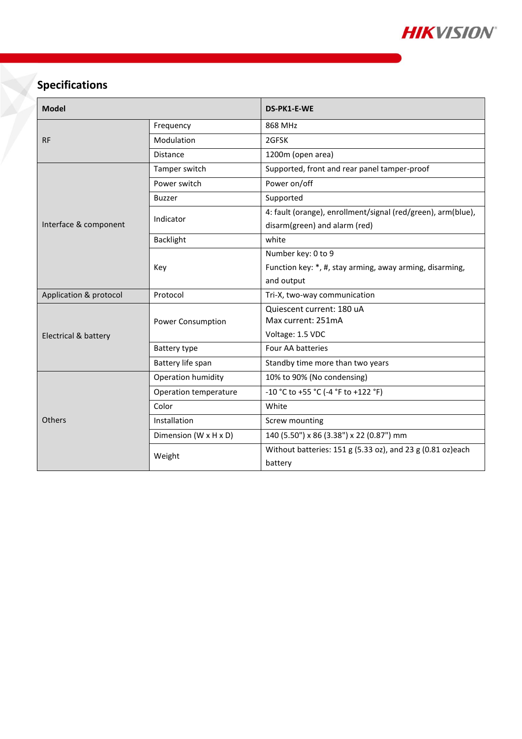## Specifications

| Model | | DS-PK1-E-WE |
|---|---|---|
| RF | Frequency | 868 MHz |
| | Modulation | 2GFSK |
| | Distance | 1200m (open area) |
| Interface & component | Tamper switch | Supported, front and rear panel tamper-proof |
| | Power switch | Power on/off |
| | Buzzer | Supported |
| | Indicator | 4: fault (orange), enrollment/signal (red/green), arm(blue), disarm(green) and alarm (red) |
| | Backlight | white |
| | Key | Number key: 0 to 9<br>Function key: *, #, stay arming, away arming, disarming, and output |
| Application & protocol | Protocol | Tri-X, two-way communication |
| Electrical & battery | Power Consumption | Quiescent current: 180 uA<br>Max current: 251mA<br>Voltage: 1.5 VDC |
| | Battery type | Four AA batteries |
| | Battery life span | Standby time more than two years |
| Others | Operation humidity | 10% to 90% (No condensing) |
| | Operation temperature | -10 °C to +55 °C (-4 °F to +122 °F) |
| | Color | White |
| | Installation | Screw mounting |
| | Dimension (W x H x D) | 140 (5.50") x 86 (3.38") x 22 (0.87") mm |
| | Weight | Without batteries: 151 g (5.33 oz), and 23 g (0.81 oz)each battery |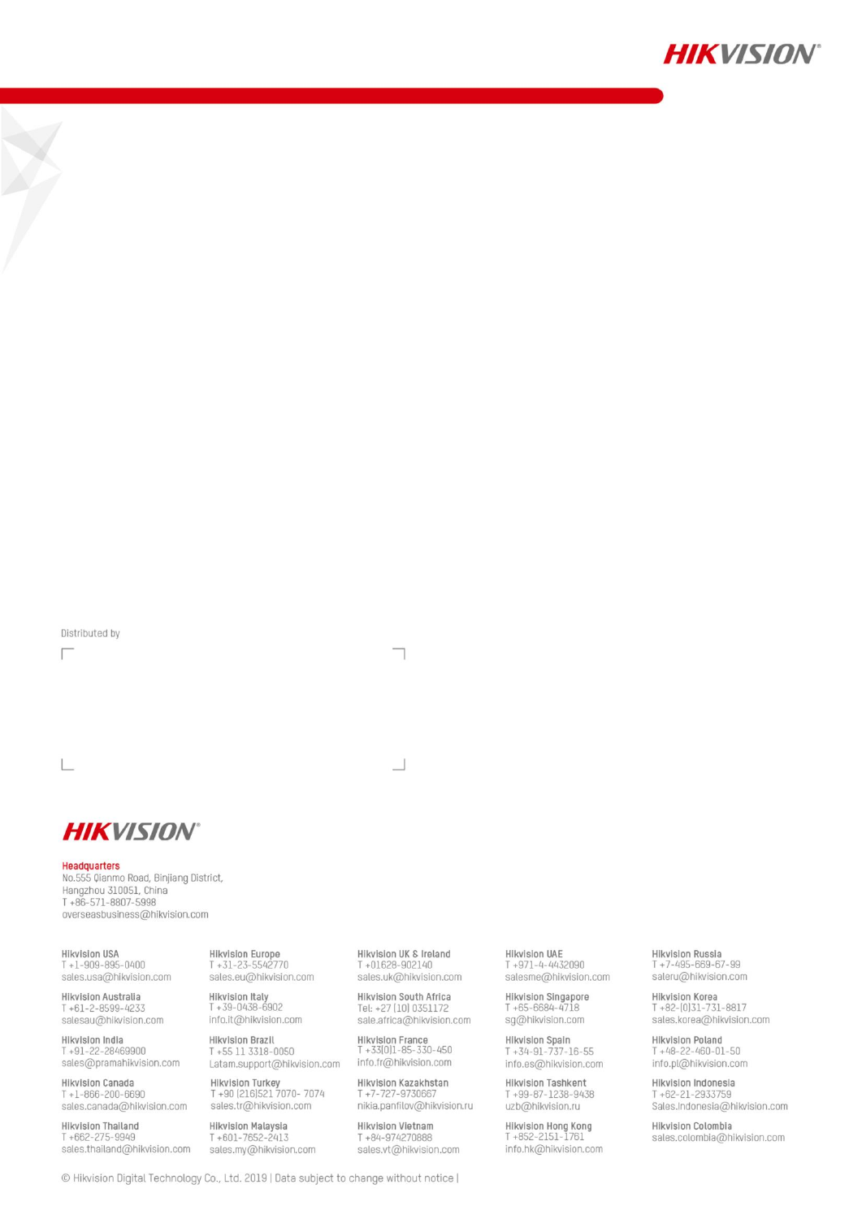Distributed by

**HIKVISION**

**Headquarters**
No.555 Qianmo Road, Binjiang District,
Hangzhou 310051, China
T +86-571-8807-5998
overseasbusiness@hikvision.com

**Hikvision USA**
T +1-909-895-0400
sales.usa@hikvision.com

**Hikvision Australia**
T +61-2-8599-4233
salesau@hikvision.com

**Hikvision India**
T +91-22-28469900
sales@pramahikvision.com

**Hikvision Canada**
T +1-866-200-6690
sales.canada@hikvision.com

**Hikvision Thailand**
T +662-275-9949
sales.thailand@hikvision.com

**Hikvision Europe**
T +31-23-5542770
sales.eu@hikvision.com

**Hikvision Italy**
T +39-0438-6902
info.it@hikvision.com

**Hikvision Brazil**
T +55 11 3318-0050
Latam.support@hikvision.com

**Hikvision Turkey**
T +90 (216)521 7070- 7074
sales.tr@hikvision.com

**Hikvision Malaysia**
T +601-7652-2413
sales.my@hikvision.com

**Hikvision UK & Ireland**
T +01628-902140
sales.uk@hikvision.com

**Hikvision South Africa**
Tel: +27 (10) 0351172
sale.africa@hikvision.com

**Hikvision France**
T +33(0)1-85-330-450
info.fr@hikvision.com

**Hikvision Kazakhstan**
T +7-727-9730667
nikia.panfilov@hikvision.ru

**Hikvision Vietnam**
T +84-974270888
sales.vt@hikvision.com

**Hikvision UAE**
T +971-4-4432090
salesme@hikvision.com

**Hikvision Singapore**
T +65-6684-4718
sg@hikvision.com

**Hikvision Spain**
T +34-91-737-16-55
info.es@hikvision.com

**Hikvision Tashkent**
T +99-87-1238-9438
uzb@hikvision.ru

**Hikvision Hong Kong**
T +852-2151-1761
info.hk@hikvision.com

**Hikvision Russia**
T +7-495-669-67-99
saleru@hikvision.com

**Hikvision Korea**
T +82-(0)31-731-8817
sales.korea@hikvision.com

**Hikvision Poland**
T +48-22-460-01-50
info.pl@hikvision.com

**Hikvision Indonesia**
T +62-21-2933759
Sales.Indonesia@hikvision.com

**Hikvision Colombia**
sales.colombia@hikvision.com

© Hikvision Digital Technology Co., Ltd. 2019 | Data subject to change without notice |